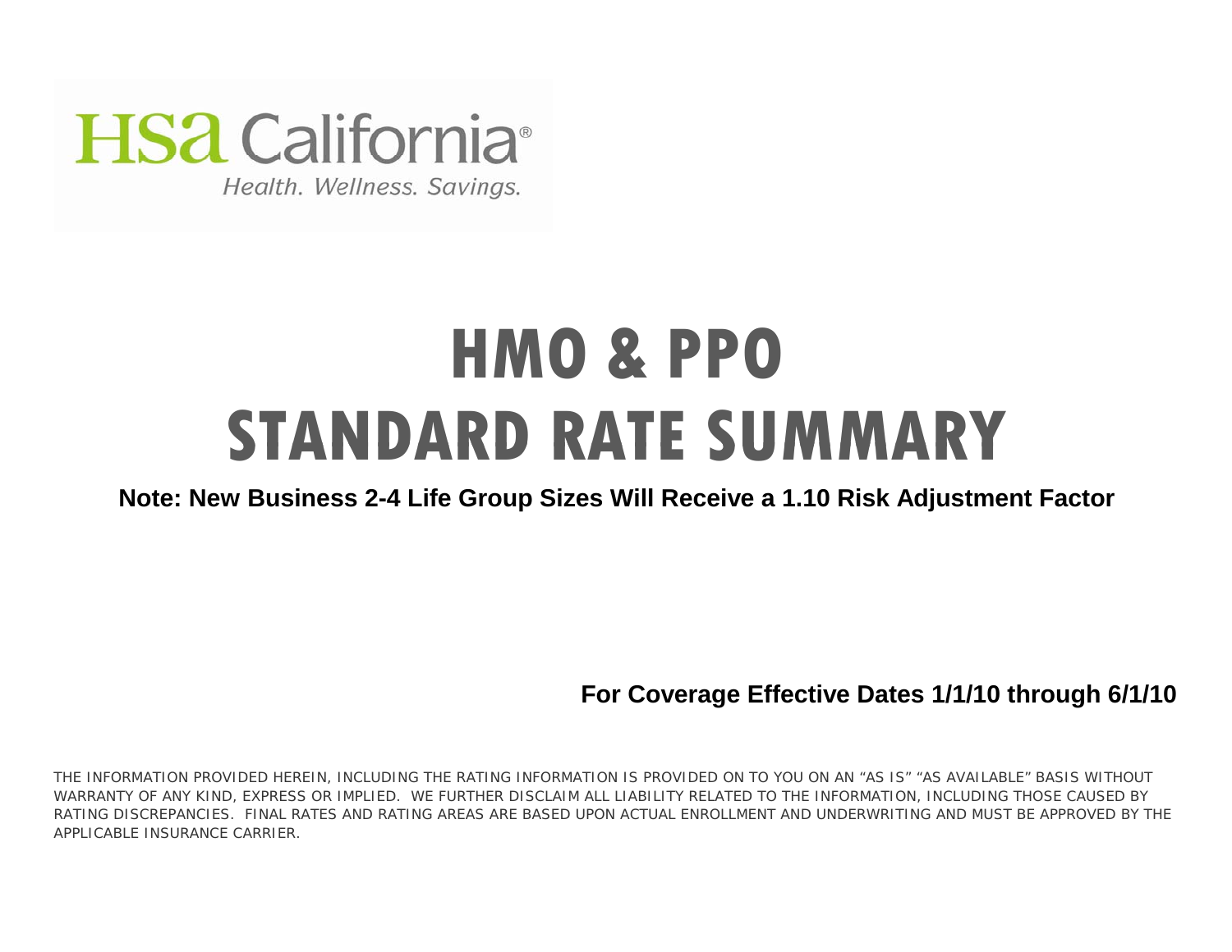HSa California®

*Health. Wellness. Savings.*

# HMO & PPO
# STANDARD RATE SUMMARY

**Note: New Business 2-4 Life Group Sizes Will Receive a 1.10 Risk Adjustment Factor**

**For Coverage Effective Dates 1/1/10 through 6/1/10**

THE INFORMATION PROVIDED HEREIN, INCLUDING THE RATING INFORMATION IS PROVIDED ON TO YOU ON AN "AS IS" "AS AVAILABLE" BASIS WITHOUT WARRANTY OF ANY KIND, EXPRESS OR IMPLIED. WE FURTHER DISCLAIM ALL LIABILITY RELATED TO THE INFORMATION, INCLUDING THOSE CAUSED BY RATING DISCREPANCIES. FINAL RATES AND RATING AREAS ARE BASED UPON ACTUAL ENROLLMENT AND UNDERWRITING AND MUST BE APPROVED BY THE APPLICABLE INSURANCE CARRIER.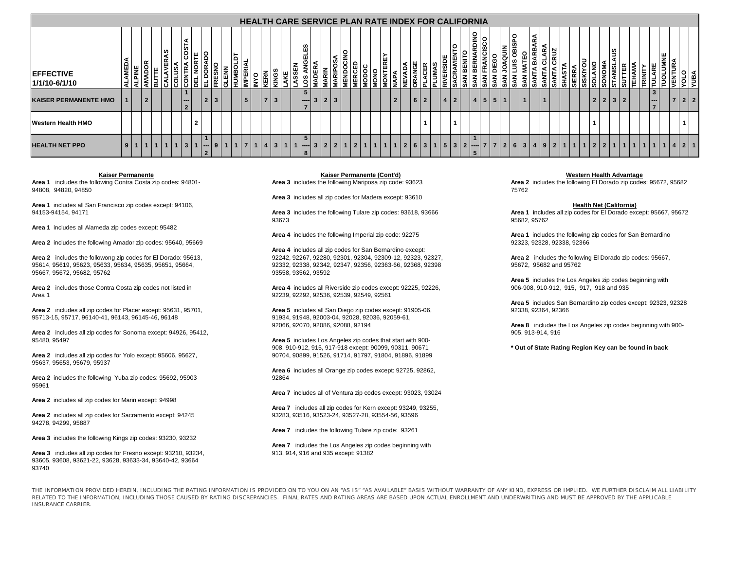# HEALTH CARE SERVICE PLAN RATE INDEX FOR CALIFORNIA

| EFFECTIVE 1/1/10-6/1/10 | ALAMEDA | ALPINE | AMADOR | BUTTE | CALAVERAS | COLUSA | CONTRA COSTA | DEL NORTE | EL DORADO | FRESNO | GLENN | HUMBOLDT | IMPERIAL | INYO | KERN | KINGS | LAKE | LASSEN | LOS ANGELES | MADERA | MARIN | MARIPOSA | MENDOCINO | MERCED | MODOC | MONO | MONTEREY | NAPA | NEVADA | ORANGE | PLACER | PLUMAS | RIVERSIDE | SACRAMENTO | SAN BENITO | SAN BERNARDINO | SAN FRANCISCO | SAN DIEGO | SAN JOAQUIN | SAN LUIS OBISPO | SAN MATEO | SANTA BARBARA | SANTA CLARA | SANTA CRUZ | SHASTA | SIERRA | SISKIYOU | SOLANO | SONOMA | STANISLAUS | SUTTER | TEHAMA | TRINITY | TULARE | TUOLUMNE | VENTURA | YOLO | YUBA |
|---|---|---|---|---|---|---|---|---|---|---|---|---|---|---|---|---|---|---|---|---|---|---|---|---|---|---|---|---|---|---|---|---|---|---|---|---|---|---|---|---|---|---|---|---|---|---|---|---|---|---|---|---|---|---|---|---|---|---|
| **KAISER PERMANENTE HMO** | 1 | | 2 | | | | 1---2 | | 2 | 3 | | | 5 | | 7 | 3 | | | 5----7 | 3 | 2 | 3 | | | | | | 2 | | 6 | 2 | | 4 | 2 | | 4 | 5 | 5 | 1 | | 1 | | 1 | | | | | 2 | 2 | 3 | 2 | | | 3---7 | | 7 | 2 | 2 |
| **Western Health HMO** | | | | | | | | 2 | | | | | | | | | | | | | | | | | | | | | | | 1 | | | 1 | | | | | | | | | | | | | | 1 | | | | | | | | | 1 | |
| **HEALTH NET PPO** | 9 | 1 | 1 | 1 | 1 | 1 | 3 | 1 | 1---2 | 9 | 1 | 1 | 7 | 1 | 4 | 3 | 1 | 1 | 5----8 | 3 | 2 | 2 | 1 | 2 | 1 | 1 | 1 | 1 | 2 | 6 | 3 | 1 | 5 | 3 | 2 | 1----5 | 7 | 7 | 2 | 6 | 3 | 4 | 9 | 2 | 1 | 1 | 1 | 2 | 2 | 1 | 1 | 1 | 1 | 1 | 1 | 4 | 2 | 1 |

### Kaiser Permanente

**Area 1** includes the following Contra Costa zip codes: 94801-94808, 94820, 94850

**Area 1** includes all San Francisco zip codes except: 94106, 94153-94154, 94171

**Area 1** includes all Alameda zip codes except: 95482

**Area 2** includes the following Amador zip codes: 95640, 95669

**Area 2** includes the followong zip codes for El Dorado: 95613, 95614, 95619, 95623, 95633, 95634, 95635, 95651, 95664, 95667, 95672, 95682, 95762

**Area 2** includes those Contra Costa zip codes not listed in Area 1

**Area 2** includes all zip codes for Placer except: 95631, 95701, 95713-15, 95717, 96140-41, 96143, 96145-46, 96148

**Area 2** includes all zip codes for Sonoma except: 94926, 95412, 95480, 95497

**Area 2** includes all zip codes for Yolo except: 95606, 95627, 95637, 95653, 95679, 95937

**Area 2** includes the following Yuba zip codes: 95692, 95903 95961

**Area 2** includes all zip codes for Marin except: 94998

**Area 2** includes all zip codes for Sacramento except: 94245 94278, 94299, 95887

**Area 3** includes the following Kings zip codes: 93230, 93232

**Area 3** includes all zip codes for Fresno except: 93210, 93234, 93605, 93608, 93621-22, 93628, 93633-34, 93640-42, 93664 93740

### Kaiser Permanente (Cont'd)

**Area 3** includes the following Mariposa zip code: 93623

**Area 3** includes all zip codes for Madera except: 93610

**Area 3** includes the following Tulare zip codes: 93618, 93666 93673

**Area 4** includes the following Imperial zip code: 92275

**Area 4** includes all zip codes for San Bernardino except: 92242, 92267, 92280, 92301, 92304, 92309-12, 92323, 92327, 92332, 92338, 92342, 92347, 92356, 92363-66, 92368, 92398 93558, 93562, 93592

**Area 4** includes all Riverside zip codes except: 92225, 92226, 92239, 92292, 92536, 92539, 92549, 92561

**Area 5** includes all San Diego zip codes except: 91905-06, 91934, 91948, 92003-04, 92028, 92036, 92059-61, 92066, 92070, 92086, 92088, 92194

**Area 5** includes Los Angeles zip codes that start with 900-908, 910-912, 915, 917-918 except: 90099, 90311, 90671 90704, 90899, 91526, 91714, 91797, 91804, 91896, 91899

**Area 6** includes all Orange zip codes except: 92725, 92862, 92864

**Area 7** includes all of Ventura zip codes except: 93023, 93024

**Area 7** includes all zip codes for Kern except: 93249, 93255, 93283, 93516, 93523-24, 93527-28, 93554-56, 93596

**Area 7** includes the following Tulare zip code: 93261

**Area 7** includes the Los Angeles zip codes beginning with 913, 914, 916 and 935 except: 91382

### Western Health Advantage

**Area 2** includes the following El Dorado zip codes: 95672, 95682 75762

### Health Net (California)

**Area 1** includes all zip codes for El Dorado except: 95667, 95672 95682, 95762

**Area 1** includes the following zip codes for San Bernardino 92323, 92328, 92338, 92366

**Area 2** includes the following El Dorado zip codes: 95667, 95672, 95682 and 95762

**Area 5** includes the Los Angeles zip codes beginning with 906-908, 910-912, 915, 917, 918 and 935

**Area 5** includes San Bernardino zip codes except: 92323, 92328 92338, 92364, 92366

**Area 8** includes the Los Angeles zip codes beginning with 900-905, 913-914, 916

**\* Out of State Rating Region Key can be found in back**

THE INFORMATION PROVIDED HEREIN, INCLUDING THE RATING INFORMATION IS PROVIDED ON TO YOU ON AN "AS IS" "AS AVAILABLE" BASIS WITHOUT WARRANTY OF ANY KIND, EXPRESS OR IMPLIED. WE FURTHER DISCLAIM ALL LIABILITY RELATED TO THE INFORMATION, INCLUDING THOSE CAUSED BY RATING DISCREPANCIES. FINAL RATES AND RATING AREAS ARE BASED UPON ACTUAL ENROLLMENT AND UNDERWRITING AND MUST BE APPROVED BY THE APPLICABLE INSURANCE CARRIER.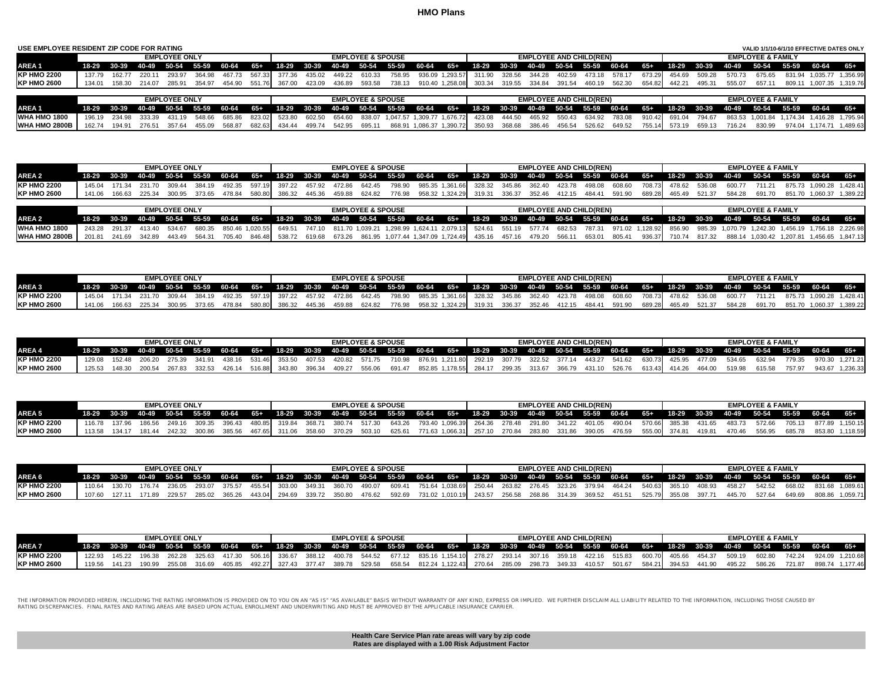# HMO Plans

USE EMPLOYEE RESIDENT ZIP CODE FOR RATING

VALID 1/1/10-6/1/10 EFFECTIVE DATES ONLY

| | EMPLOYEE ONLY | | | | | | | EMPLOYEE & SPOUSE | | | | | | | EMPLOYEE AND CHILD(REN) | | | | | | | EMPLOYEE & FAMILY | | | | | | |
|---|---|---|---|---|---|---|---|---|---|---|---|---|---|---|---|---|---|---|---|---|---|---|---|---|---|---|---|---|
| **AREA 1** | 18-29 | 30-39 | 40-49 | 50-54 | 55-59 | 60-64 | 65+ | 18-29 | 30-39 | 40-49 | 50-54 | 55-59 | 60-64 | 65+ | 18-29 | 30-39 | 40-49 | 50-54 | 55-59 | 60-64 | 65+ | 18-29 | 30-39 | 40-49 | 50-54 | 55-59 | 60-64 | 65+ |
| KP HMO 2200 | 137.79 | 162.77 | 220.11 | 293.97 | 364.98 | 467.73 | 567.33 | 377.36 | 435.02 | 449.22 | 610.33 | 758.95 | 936.09 | 1,293.57 | 311.90 | 328.56 | 344.28 | 402.59 | 473.18 | 578.17 | 673.29 | 454.69 | 509.28 | 570.73 | 675.65 | 831.94 | 1,035.77 | 1,356.99 |
| KP HMO 2600 | 134.01 | 158.30 | 214.07 | 285.91 | 354.97 | 454.90 | 551.76 | 367.00 | 423.09 | 436.89 | 593.58 | 738.13 | 910.40 | 1,258.08 | 303.34 | 319.55 | 334.84 | 391.54 | 460.19 | 562.30 | 654.82 | 442.21 | 495.31 | 555.07 | 657.11 | 809.11 | 1,007.35 | 1,319.76 |

| | EMPLOYEE ONLY | | | | | | | EMPLOYEE & SPOUSE | | | | | | | EMPLOYEE AND CHILD(REN) | | | | | | | EMPLOYEE & FAMILY | | | | | | |
|---|---|---|---|---|---|---|---|---|---|---|---|---|---|---|---|---|---|---|---|---|---|---|---|---|---|---|---|---|
| **AREA 1** | 18-29 | 30-39 | 40-49 | 50-54 | 55-59 | 60-64 | 65+ | 18-29 | 30-39 | 40-49 | 50-54 | 55-59 | 60-64 | 65+ | 18-29 | 30-39 | 40-49 | 50-54 | 55-59 | 60-64 | 65+ | 18-29 | 30-39 | 40-49 | 50-54 | 55-59 | 60-64 | 65+ |
| WHA HMO 1800 | 196.19 | 234.98 | 333.39 | 431.19 | 548.66 | 685.86 | 823.02 | 523.80 | 602.50 | 654.60 | 838.07 | 1,047.57 | 1,309.77 | 1,676.72 | 423.08 | 444.50 | 465.92 | 550.43 | 634.92 | 783.08 | 910.42 | 691.04 | 794.67 | 863.53 | 1,001.84 | 1,174.34 | 1,416.28 | 1,795.94 |
| WHA HMO 2800B | 162.74 | 194.91 | 276.51 | 357.64 | 455.09 | 568.87 | 682.63 | 434.44 | 499.74 | 542.95 | 695.11 | 868.91 | 1,086.37 | 1,390.72 | 350.93 | 368.68 | 386.46 | 456.54 | 526.62 | 649.52 | 755.14 | 573.19 | 659.13 | 716.24 | 830.99 | 974.04 | 1,174.71 | 1,489.63 |

| | EMPLOYEE ONLY | | | | | | | EMPLOYEE & SPOUSE | | | | | | | EMPLOYEE AND CHILD(REN) | | | | | | | EMPLOYEE & FAMILY | | | | | | |
|---|---|---|---|---|---|---|---|---|---|---|---|---|---|---|---|---|---|---|---|---|---|---|---|---|---|---|---|---|
| **AREA 2** | 18-29 | 30-39 | 40-49 | 50-54 | 55-59 | 60-64 | 65+ | 18-29 | 30-39 | 40-49 | 50-54 | 55-59 | 60-64 | 65+ | 18-29 | 30-39 | 40-49 | 50-54 | 55-59 | 60-64 | 65+ | 18-29 | 30-39 | 40-49 | 50-54 | 55-59 | 60-64 | 65+ |
| KP HMO 2200 | 145.04 | 171.34 | 231.70 | 309.44 | 384.19 | 492.35 | 597.19 | 397.22 | 457.92 | 472.86 | 642.45 | 798.90 | 985.35 | 1,361.66 | 328.32 | 345.86 | 362.40 | 423.78 | 498.08 | 608.60 | 708.73 | 478.62 | 536.08 | 600.77 | 711.21 | 875.73 | 1,090.28 | 1,428.41 |
| KP HMO 2600 | 141.06 | 166.63 | 225.34 | 300.95 | 373.65 | 478.84 | 580.80 | 386.32 | 445.36 | 459.88 | 624.82 | 776.98 | 958.32 | 1,324.29 | 319.31 | 336.37 | 352.46 | 412.15 | 484.41 | 591.90 | 689.28 | 465.49 | 521.37 | 584.28 | 691.70 | 851.70 | 1,060.37 | 1,389.22 |

| | EMPLOYEE ONLY | | | | | | | EMPLOYEE & SPOUSE | | | | | | | EMPLOYEE AND CHILD(REN) | | | | | | | EMPLOYEE & FAMILY | | | | | | |
|---|---|---|---|---|---|---|---|---|---|---|---|---|---|---|---|---|---|---|---|---|---|---|---|---|---|---|---|---|
| **AREA 2** | 18-29 | 30-39 | 40-49 | 50-54 | 55-59 | 60-64 | 65+ | 18-29 | 30-39 | 40-49 | 50-54 | 55-59 | 60-64 | 65+ | 18-29 | 30-39 | 40-49 | 50-54 | 55-59 | 60-64 | 65+ | 18-29 | 30-39 | 40-49 | 50-54 | 55-59 | 60-64 | 65+ |
| WHA HMO 1800 | 243.28 | 291.37 | 413.40 | 534.67 | 680.35 | 850.46 | 1,020.55 | 649.51 | 747.10 | 811.70 | 1,039.21 | 1,298.99 | 1,624.11 | 2,079.13 | 524.61 | 551.19 | 577.74 | 682.53 | 787.31 | 971.02 | 1,128.92 | 856.90 | 985.39 | 1,070.79 | 1,242.30 | 1,456.19 | 1,756.18 | 2,226.98 |
| WHA HMO 2800B | 201.81 | 241.69 | 342.89 | 443.49 | 564.31 | 705.40 | 846.48 | 538.72 | 619.68 | 673.26 | 861.95 | 1,077.44 | 1,347.09 | 1,724.49 | 435.16 | 457.16 | 479.20 | 566.11 | 653.01 | 805.41 | 936.37 | 710.74 | 817.32 | 888.14 | 1,030.42 | 1,207.81 | 1,456.65 | 1,847.13 |

| | EMPLOYEE ONLY | | | | | | | EMPLOYEE & SPOUSE | | | | | | | EMPLOYEE AND CHILD(REN) | | | | | | | EMPLOYEE & FAMILY | | | | | | |
|---|---|---|---|---|---|---|---|---|---|---|---|---|---|---|---|---|---|---|---|---|---|---|---|---|---|---|---|---|
| **AREA 3** | 18-29 | 30-39 | 40-49 | 50-54 | 55-59 | 60-64 | 65+ | 18-29 | 30-39 | 40-49 | 50-54 | 55-59 | 60-64 | 65+ | 18-29 | 30-39 | 40-49 | 50-54 | 55-59 | 60-64 | 65+ | 18-29 | 30-39 | 40-49 | 50-54 | 55-59 | 60-64 | 65+ |
| KP HMO 2200 | 145.04 | 171.34 | 231.70 | 309.44 | 384.19 | 492.35 | 597.19 | 397.22 | 457.92 | 472.86 | 642.45 | 798.90 | 985.35 | 1,361.66 | 328.32 | 345.86 | 362.40 | 423.78 | 498.08 | 608.60 | 708.73 | 478.62 | 536.08 | 600.77 | 711.21 | 875.73 | 1,090.28 | 1,428.41 |
| KP HMO 2600 | 141.06 | 166.63 | 225.34 | 300.95 | 373.65 | 478.84 | 580.80 | 386.32 | 445.36 | 459.88 | 624.82 | 776.98 | 958.32 | 1,324.29 | 319.31 | 336.37 | 352.46 | 412.15 | 484.41 | 591.90 | 689.28 | 465.49 | 521.37 | 584.28 | 691.70 | 851.70 | 1,060.37 | 1,389.22 |

| | EMPLOYEE ONLY | | | | | | | EMPLOYEE & SPOUSE | | | | | | | EMPLOYEE AND CHILD(REN) | | | | | | | EMPLOYEE & FAMILY | | | | | | |
|---|---|---|---|---|---|---|---|---|---|---|---|---|---|---|---|---|---|---|---|---|---|---|---|---|---|---|---|---|
| **AREA 4** | 18-29 | 30-39 | 40-49 | 50-54 | 55-59 | 60-64 | 65+ | 18-29 | 30-39 | 40-49 | 50-54 | 55-59 | 60-64 | 65+ | 18-29 | 30-39 | 40-49 | 50-54 | 55-59 | 60-64 | 65+ | 18-29 | 30-39 | 40-49 | 50-54 | 55-59 | 60-64 | 65+ |
| KP HMO 2200 | 129.08 | 152.48 | 206.20 | 275.39 | 341.91 | 438.16 | 531.46 | 353.50 | 407.53 | 420.82 | 571.75 | 710.98 | 876.91 | 1,211.80 | 292.19 | 307.79 | 322.52 | 377.14 | 443.27 | 541.62 | 630.73 | 425.95 | 477.09 | 534.65 | 632.94 | 779.35 | 970.30 | 1,271.21 |
| KP HMO 2600 | 125.53 | 148.30 | 200.54 | 267.83 | 332.53 | 426.14 | 516.88 | 343.80 | 396.34 | 409.27 | 556.06 | 691.47 | 852.85 | 1,178.55 | 284.17 | 299.35 | 313.67 | 366.79 | 431.10 | 526.76 | 613.43 | 414.26 | 464.00 | 519.98 | 615.58 | 757.97 | 943.67 | 1,236.33 |

| | EMPLOYEE ONLY | | | | | | | EMPLOYEE & SPOUSE | | | | | | | EMPLOYEE AND CHILD(REN) | | | | | | | EMPLOYEE & FAMILY | | | | | | |
|---|---|---|---|---|---|---|---|---|---|---|---|---|---|---|---|---|---|---|---|---|---|---|---|---|---|---|---|---|
| **AREA 5** | 18-29 | 30-39 | 40-49 | 50-54 | 55-59 | 60-64 | 65+ | 18-29 | 30-39 | 40-49 | 50-54 | 55-59 | 60-64 | 65+ | 18-29 | 30-39 | 40-49 | 50-54 | 55-59 | 60-64 | 65+ | 18-29 | 30-39 | 40-49 | 50-54 | 55-59 | 60-64 | 65+ |
| KP HMO 2200 | 116.78 | 137.96 | 186.56 | 249.16 | 309.35 | 396.43 | 480.85 | 319.84 | 368.71 | 380.74 | 517.30 | 643.26 | 793.40 | 1,096.39 | 264.36 | 278.48 | 291.80 | 341.22 | 401.05 | 490.04 | 570.66 | 385.38 | 431.65 | 483.73 | 572.66 | 705.13 | 877.89 | 1,150.15 |
| KP HMO 2600 | 113.58 | 134.17 | 181.44 | 242.32 | 300.86 | 385.56 | 467.65 | 311.06 | 358.60 | 370.29 | 503.10 | 625.61 | 771.63 | 1,066.31 | 257.10 | 270.84 | 283.80 | 331.86 | 390.05 | 476.59 | 555.00 | 374.81 | 419.81 | 470.46 | 556.95 | 685.78 | 853.80 | 1,118.59 |

| | EMPLOYEE ONLY | | | | | | | EMPLOYEE & SPOUSE | | | | | | | EMPLOYEE AND CHILD(REN) | | | | | | | EMPLOYEE & FAMILY | | | | | | |
|---|---|---|---|---|---|---|---|---|---|---|---|---|---|---|---|---|---|---|---|---|---|---|---|---|---|---|---|---|
| **AREA 6** | 18-29 | 30-39 | 40-49 | 50-54 | 55-59 | 60-64 | 65+ | 18-29 | 30-39 | 40-49 | 50-54 | 55-59 | 60-64 | 65+ | 18-29 | 30-39 | 40-49 | 50-54 | 55-59 | 60-64 | 65+ | 18-29 | 30-39 | 40-49 | 50-54 | 55-59 | 60-64 | 65+ |
| KP HMO 2200 | 110.64 | 130.70 | 176.74 | 236.05 | 293.07 | 375.57 | 455.54 | 303.00 | 349.31 | 360.70 | 490.07 | 609.41 | 751.64 | 1,038.69 | 250.44 | 263.82 | 276.45 | 323.26 | 379.94 | 464.24 | 540.63 | 365.10 | 408.93 | 458.27 | 542.52 | 668.02 | 831.68 | 1,089.61 |
| KP HMO 2600 | 107.60 | 127.11 | 171.89 | 229.57 | 285.02 | 365.26 | 443.04 | 294.69 | 339.72 | 350.80 | 476.62 | 592.69 | 731.02 | 1,010.19 | 243.57 | 256.58 | 268.86 | 314.39 | 369.52 | 451.51 | 525.79 | 355.08 | 397.71 | 445.70 | 527.64 | 649.69 | 808.86 | 1,059.71 |

| | EMPLOYEE ONLY | | | | | | | EMPLOYEE & SPOUSE | | | | | | | EMPLOYEE AND CHILD(REN) | | | | | | | EMPLOYEE & FAMILY | | | | | | |
|---|---|---|---|---|---|---|---|---|---|---|---|---|---|---|---|---|---|---|---|---|---|---|---|---|---|---|---|---|
| **AREA 7** | 18-29 | 30-39 | 40-49 | 50-54 | 55-59 | 60-64 | 65+ | 18-29 | 30-39 | 40-49 | 50-54 | 55-59 | 60-64 | 65+ | 18-29 | 30-39 | 40-49 | 50-54 | 55-59 | 60-64 | 65+ | 18-29 | 30-39 | 40-49 | 50-54 | 55-59 | 60-64 | 65+ |
| KP HMO 2200 | 122.93 | 145.22 | 196.38 | 262.28 | 325.63 | 417.30 | 506.16 | 336.67 | 388.12 | 400.78 | 544.52 | 677.12 | 835.16 | 1,154.10 | 278.27 | 293.14 | 307.16 | 359.18 | 422.16 | 515.83 | 600.70 | 405.66 | 454.37 | 509.19 | 602.80 | 742.24 | 924.09 | 1,210.68 |
| KP HMO 2600 | 119.56 | 141.23 | 190.99 | 255.08 | 316.69 | 405.85 | 492.27 | 327.43 | 377.47 | 389.78 | 529.58 | 658.54 | 812.24 | 1,122.43 | 270.64 | 285.09 | 298.73 | 349.33 | 410.57 | 501.67 | 584.21 | 394.53 | 441.90 | 495.22 | 586.26 | 721.87 | 898.74 | 1,177.46 |

THE INFORMATION PROVIDED HEREIN, INCLUDING THE RATING INFORMATION IS PROVIDED ON TO YOU ON AN "AS IS" "AS AVAILABLE" BASIS WITHOUT WARRANTY OF ANY KIND, EXPRESS OR IMPLIED. WE FURTHER DISCLAIM ALL LIABILITY RELATED TO THE INFORMATION, INCLUDING THOSE CAUSED BY RATING DISCREPANCIES. FINAL RATES AND RATING AREAS ARE BASED UPON ACTUAL ENROLLMENT AND UNDERWRITING AND MUST BE APPROVED BY THE APPLICABLE INSURANCE CARRIER.

**Health Care Service Plan rate areas will vary by zip code**
**Rates are displayed with a 1.00 Risk Adjustment Factor**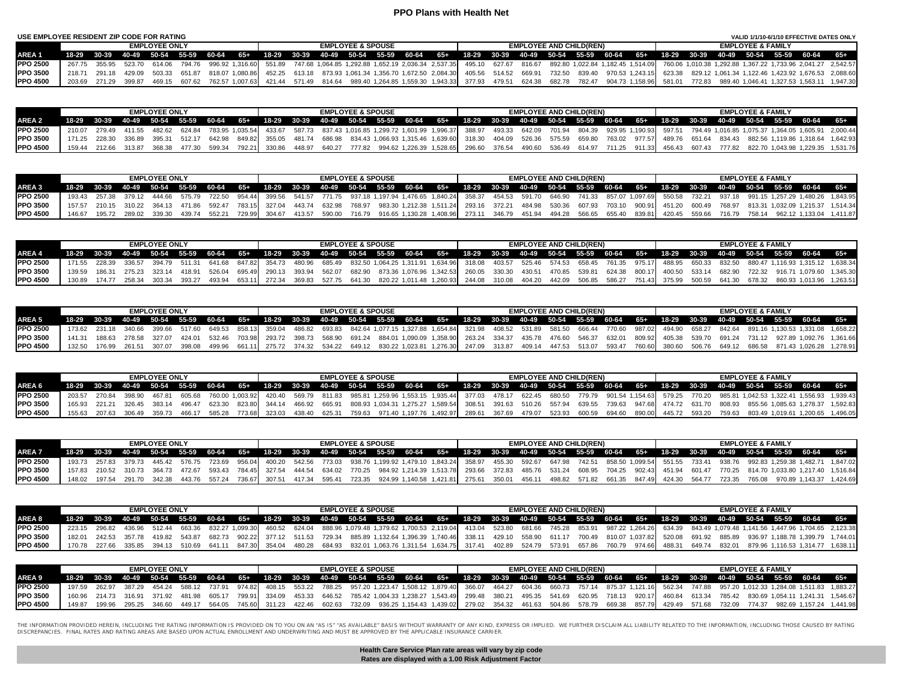# PPO Plans with Health Net

**USE EMPLOYEE RESIDENT ZIP CODE FOR RATING** — **VALID 1/1/10-6/1/10 EFFECTIVE DATES ONLY**

| AREA 1 | EMPLOYEE ONLY | | | | | | | EMPLOYEE & SPOUSE | | | | | | | EMPLOYEE AND CHILD(REN) | | | | | | | EMPLOYEE & FAMILY | | | | | | |
|---|---|---|---|---|---|---|---|---|---|---|---|---|---|---|---|---|---|---|---|---|---|---|---|---|---|---|---|---|
| | 18-29 | 30-39 | 40-49 | 50-54 | 55-59 | 60-64 | 65+ | 18-29 | 30-39 | 40-49 | 50-54 | 55-59 | 60-64 | 65+ | 18-29 | 30-39 | 40-49 | 50-54 | 55-59 | 60-64 | 65+ | 18-29 | 30-39 | 40-49 | 50-54 | 55-59 | 60-64 | 65+ |
| PPO 2500 | 267.75 | 355.95 | 523.70 | 614.06 | 794.76 | 996.92 | 1,316.60 | 551.89 | 747.68 | 1,064.85 | 1,292.88 | 1,652.19 | 2,036.34 | 2,537.35 | 495.10 | 627.67 | 816.67 | 892.80 | 1,022.84 | 1,182.45 | 1,514.09 | 760.06 | 1,010.38 | 1,292.88 | 1,367.22 | 1,733.96 | 2,041.27 | 2,542.57 |
| PPO 3500 | 218.71 | 291.18 | 429.09 | 503.33 | 651.87 | 818.07 | 1,080.86 | 452.25 | 613.18 | 873.93 | 1,061.34 | 1,356.70 | 1,672.50 | 2,084.30 | 405.56 | 514.52 | 669.91 | 732.50 | 839.40 | 970.53 | 1,243.15 | 623.38 | 829.12 | 1,061.34 | 1,122.46 | 1,423.92 | 1,676.53 | 2,088.60 |
| PPO 4500 | 203.69 | 271.29 | 399.87 | 469.15 | 607.62 | 762.57 | 1,007.63 | 421.44 | 571.49 | 814.64 | 989.40 | 1,264.85 | 1,559.30 | 1,943.33 | 377.93 | 479.51 | 624.38 | 682.78 | 782.47 | 904.73 | 1,158.96 | 581.01 | 772.83 | 989.40 | 1,046.41 | 1,327.53 | 1,563.11 | 1,947.30 |

| AREA 2 | EMPLOYEE ONLY | | | | | | | EMPLOYEE & SPOUSE | | | | | | | EMPLOYEE AND CHILD(REN) | | | | | | | EMPLOYEE & FAMILY | | | | | | |
|---|---|---|---|---|---|---|---|---|---|---|---|---|---|---|---|---|---|---|---|---|---|---|---|---|---|---|---|---|
| | 18-29 | 30-39 | 40-49 | 50-54 | 55-59 | 60-64 | 65+ | 18-29 | 30-39 | 40-49 | 50-54 | 55-59 | 60-64 | 65+ | 18-29 | 30-39 | 40-49 | 50-54 | 55-59 | 60-64 | 65+ | 18-29 | 30-39 | 40-49 | 50-54 | 55-59 | 60-64 | 65+ |
| PPO 2500 | 210.07 | 279.49 | 411.55 | 482.62 | 624.84 | 783.95 | 1,035.54 | 433.67 | 587.73 | 837.43 | 1,016.85 | 1,299.72 | 1,601.99 | 1,996.37 | 388.97 | 493.33 | 642.09 | 701.94 | 804.39 | 929.95 | 1,190.93 | 597.51 | 794.49 | 1,016.85 | 1,075.37 | 1,364.05 | 1,605.91 | 2,000.44 |
| PPO 3500 | 171.25 | 228.30 | 336.89 | 395.31 | 512.17 | 642.98 | 849.82 | 355.05 | 481.74 | 686.98 | 834.43 | 1,066.93 | 1,315.46 | 1,639.60 | 318.30 | 404.09 | 526.36 | 575.59 | 659.80 | 763.02 | 977.57 | 489.76 | 651.64 | 834.43 | 882.56 | 1,119.86 | 1,318.64 | 1,642.93 |
| PPO 4500 | 159.44 | 212.66 | 313.87 | 368.38 | 477.30 | 599.34 | 792.21 | 330.86 | 448.97 | 640.27 | 777.82 | 994.62 | 1,226.39 | 1,528.65 | 296.60 | 376.54 | 490.60 | 536.49 | 614.97 | 711.25 | 911.33 | 456.43 | 607.43 | 777.82 | 822.70 | 1,043.98 | 1,229.35 | 1,531.76 |

| AREA 3 | EMPLOYEE ONLY | | | | | | | EMPLOYEE & SPOUSE | | | | | | | EMPLOYEE AND CHILD(REN) | | | | | | | EMPLOYEE & FAMILY | | | | | | |
|---|---|---|---|---|---|---|---|---|---|---|---|---|---|---|---|---|---|---|---|---|---|---|---|---|---|---|---|---|
| | 18-29 | 30-39 | 40-49 | 50-54 | 55-59 | 60-64 | 65+ | 18-29 | 30-39 | 40-49 | 50-54 | 55-59 | 60-64 | 65+ | 18-29 | 30-39 | 40-49 | 50-54 | 55-59 | 60-64 | 65+ | 18-29 | 30-39 | 40-49 | 50-54 | 55-59 | 60-64 | 65+ |
| PPO 2500 | 193.43 | 257.38 | 379.12 | 444.66 | 575.79 | 722.50 | 954.44 | 399.56 | 541.57 | 771.75 | 937.18 | 1,197.94 | 1,476.65 | 1,840.24 | 358.37 | 454.53 | 591.70 | 646.90 | 741.33 | 857.07 | 1,097.69 | 550.58 | 732.21 | 937.18 | 991.15 | 1,257.29 | 1,480.26 | 1,843.95 |
| PPO 3500 | 157.57 | 210.15 | 310.22 | 364.13 | 471.86 | 592.47 | 783.15 | 327.04 | 443.74 | 632.98 | 768.97 | 983.30 | 1,212.38 | 1,511.24 | 293.16 | 372.21 | 484.98 | 530.36 | 607.93 | 703.10 | 900.91 | 451.20 | 600.49 | 768.97 | 813.31 | 1,032.09 | 1,215.37 | 1,514.34 |
| PPO 4500 | 146.67 | 195.72 | 289.02 | 339.30 | 439.74 | 552.21 | 729.99 | 304.67 | 413.57 | 590.00 | 716.79 | 916.65 | 1,130.28 | 1,408.96 | 273.11 | 346.79 | 451.94 | 494.28 | 566.65 | 655.40 | 839.81 | 420.45 | 559.66 | 716.79 | 758.14 | 962.12 | 1,133.04 | 1,411.87 |

| AREA 4 | EMPLOYEE ONLY | | | | | | | EMPLOYEE & SPOUSE | | | | | | | EMPLOYEE AND CHILD(REN) | | | | | | | EMPLOYEE & FAMILY | | | | | | |
|---|---|---|---|---|---|---|---|---|---|---|---|---|---|---|---|---|---|---|---|---|---|---|---|---|---|---|---|---|
| | 18-29 | 30-39 | 40-49 | 50-54 | 55-59 | 60-64 | 65+ | 18-29 | 30-39 | 40-49 | 50-54 | 55-59 | 60-64 | 65+ | 18-29 | 30-39 | 40-49 | 50-54 | 55-59 | 60-64 | 65+ | 18-29 | 30-39 | 40-49 | 50-54 | 55-59 | 60-64 | 65+ |
| PPO 2500 | 171.55 | 228.39 | 336.57 | 394.79 | 511.31 | 641.68 | 847.82 | 354.73 | 480.96 | 685.49 | 832.50 | 1,064.25 | 1,311.91 | 1,634.96 | 318.08 | 403.57 | 525.46 | 574.53 | 658.45 | 761.35 | 975.17 | 488.95 | 650.33 | 832.50 | 880.47 | 1,116.93 | 1,315.12 | 1,638.34 |
| PPO 3500 | 139.59 | 186.31 | 275.23 | 323.14 | 418.91 | 526.04 | 695.49 | 290.13 | 393.94 | 562.07 | 682.90 | 873.36 | 1,076.96 | 1,342.53 | 260.05 | 330.30 | 430.51 | 470.85 | 539.81 | 624.38 | 800.17 | 400.50 | 533.14 | 682.90 | 722.32 | 916.71 | 1,079.60 | 1,345.30 |
| PPO 4500 | 130.89 | 174.77 | 258.34 | 303.34 | 393.27 | 493.94 | 653.11 | 272.34 | 369.83 | 527.75 | 641.30 | 820.22 | 1,011.48 | 1,260.93 | 244.08 | 310.08 | 404.20 | 442.09 | 506.85 | 586.27 | 751.43 | 375.99 | 500.59 | 641.30 | 678.32 | 860.93 | 1,013.96 | 1,263.51 |

| AREA 5 | EMPLOYEE ONLY | | | | | | | EMPLOYEE & SPOUSE | | | | | | | EMPLOYEE AND CHILD(REN) | | | | | | | EMPLOYEE & FAMILY | | | | | | |
|---|---|---|---|---|---|---|---|---|---|---|---|---|---|---|---|---|---|---|---|---|---|---|---|---|---|---|---|---|
| | 18-29 | 30-39 | 40-49 | 50-54 | 55-59 | 60-64 | 65+ | 18-29 | 30-39 | 40-49 | 50-54 | 55-59 | 60-64 | 65+ | 18-29 | 30-39 | 40-49 | 50-54 | 55-59 | 60-64 | 65+ | 18-29 | 30-39 | 40-49 | 50-54 | 55-59 | 60-64 | 65+ |
| PPO 2500 | 173.62 | 231.18 | 340.66 | 399.66 | 517.60 | 649.53 | 858.13 | 359.04 | 486.82 | 693.83 | 842.64 | 1,077.15 | 1,327.88 | 1,654.84 | 321.98 | 408.52 | 531.89 | 581.50 | 666.44 | 770.60 | 987.02 | 494.90 | 658.27 | 842.64 | 891.16 | 1,130.53 | 1,331.08 | 1,658.22 |
| PPO 3500 | 141.31 | 188.63 | 278.58 | 327.07 | 424.01 | 532.46 | 703.98 | 293.72 | 398.73 | 568.90 | 691.24 | 884.01 | 1,090.09 | 1,358.90 | 263.24 | 334.37 | 435.78 | 476.60 | 546.37 | 632.01 | 809.92 | 405.38 | 539.70 | 691.24 | 731.12 | 927.89 | 1,092.76 | 1,361.66 |
| PPO 4500 | 132.50 | 176.99 | 261.51 | 307.07 | 398.08 | 499.96 | 661.11 | 275.72 | 374.32 | 534.22 | 649.12 | 830.22 | 1,023.81 | 1,276.30 | 247.09 | 313.87 | 409.14 | 447.53 | 513.07 | 593.47 | 760.60 | 380.60 | 506.76 | 649.12 | 686.58 | 871.43 | 1,026.28 | 1,278.91 |

| AREA 6 | EMPLOYEE ONLY | | | | | | | EMPLOYEE & SPOUSE | | | | | | | EMPLOYEE AND CHILD(REN) | | | | | | | EMPLOYEE & FAMILY | | | | | | |
|---|---|---|---|---|---|---|---|---|---|---|---|---|---|---|---|---|---|---|---|---|---|---|---|---|---|---|---|---|
| | 18-29 | 30-39 | 40-49 | 50-54 | 55-59 | 60-64 | 65+ | 18-29 | 30-39 | 40-49 | 50-54 | 55-59 | 60-64 | 65+ | 18-29 | 30-39 | 40-49 | 50-54 | 55-59 | 60-64 | 65+ | 18-29 | 30-39 | 40-49 | 50-54 | 55-59 | 60-64 | 65+ |
| PPO 2500 | 203.57 | 270.84 | 398.90 | 467.81 | 605.68 | 760.00 | 1,003.92 | 420.40 | 569.79 | 811.83 | 985.81 | 1,259.96 | 1,553.15 | 1,935.44 | 377.03 | 478.17 | 622.45 | 680.50 | 779.79 | 901.54 | 1,154.63 | 579.25 | 770.20 | 985.81 | 1,042.53 | 1,322.41 | 1,556.93 | 1,939.43 |
| PPO 3500 | 165.93 | 221.21 | 326.45 | 383.14 | 496.47 | 623.30 | 823.80 | 344.14 | 466.92 | 665.91 | 808.93 | 1,034.31 | 1,275.27 | 1,589.54 | 308.51 | 391.63 | 510.26 | 557.94 | 639.55 | 739.63 | 947.68 | 474.72 | 631.70 | 808.93 | 855.56 | 1,085.63 | 1,278.37 | 1,592.83 |
| PPO 4500 | 155.63 | 207.63 | 306.49 | 359.73 | 466.17 | 585.28 | 773.68 | 323.03 | 438.40 | 625.31 | 759.63 | 971.40 | 1,197.76 | 1,492.97 | 289.61 | 367.69 | 479.07 | 523.93 | 600.59 | 694.60 | 890.00 | 445.72 | 593.20 | 759.63 | 803.49 | 1,019.61 | 1,200.65 | 1,496.05 |

| AREA 7 | EMPLOYEE ONLY | | | | | | | EMPLOYEE & SPOUSE | | | | | | | EMPLOYEE AND CHILD(REN) | | | | | | | EMPLOYEE & FAMILY | | | | | | |
|---|---|---|---|---|---|---|---|---|---|---|---|---|---|---|---|---|---|---|---|---|---|---|---|---|---|---|---|---|
| | 18-29 | 30-39 | 40-49 | 50-54 | 55-59 | 60-64 | 65+ | 18-29 | 30-39 | 40-49 | 50-54 | 55-59 | 60-64 | 65+ | 18-29 | 30-39 | 40-49 | 50-54 | 55-59 | 60-64 | 65+ | 18-29 | 30-39 | 40-49 | 50-54 | 55-59 | 60-64 | 65+ |
| PPO 2500 | 193.73 | 257.83 | 379.73 | 445.42 | 576.75 | 723.69 | 956.04 | 400.20 | 542.56 | 773.03 | 938.76 | 1,199.92 | 1,479.10 | 1,843.24 | 358.97 | 455.30 | 592.67 | 647.98 | 742.51 | 858.50 | 1,099.54 | 551.55 | 733.41 | 938.76 | 992.83 | 1,259.38 | 1,482.71 | 1,847.02 |
| PPO 3500 | 157.83 | 210.52 | 310.73 | 364.73 | 472.67 | 593.43 | 784.45 | 327.54 | 444.54 | 634.02 | 770.25 | 984.92 | 1,214.39 | 1,513.78 | 293.66 | 372.83 | 485.76 | 531.24 | 608.95 | 704.25 | 902.43 | 451.94 | 601.47 | 770.25 | 814.70 | 1,033.80 | 1,217.40 | 1,516.84 |
| PPO 4500 | 148.02 | 197.54 | 291.70 | 342.38 | 443.76 | 557.24 | 736.67 | 307.51 | 417.34 | 595.41 | 723.35 | 924.99 | 1,140.58 | 1,421.81 | 275.61 | 350.01 | 456.11 | 498.82 | 571.82 | 661.35 | 847.49 | 424.30 | 564.77 | 723.35 | 765.08 | 970.89 | 1,143.37 | 1,424.69 |

| AREA 8 | EMPLOYEE ONLY | | | | | | | EMPLOYEE & SPOUSE | | | | | | | EMPLOYEE AND CHILD(REN) | | | | | | | EMPLOYEE & FAMILY | | | | | | |
|---|---|---|---|---|---|---|---|---|---|---|---|---|---|---|---|---|---|---|---|---|---|---|---|---|---|---|---|---|
| | 18-29 | 30-39 | 40-49 | 50-54 | 55-59 | 60-64 | 65+ | 18-29 | 30-39 | 40-49 | 50-54 | 55-59 | 60-64 | 65+ | 18-29 | 30-39 | 40-49 | 50-54 | 55-59 | 60-64 | 65+ | 18-29 | 30-39 | 40-49 | 50-54 | 55-59 | 60-64 | 65+ |
| PPO 2500 | 223.15 | 296.82 | 436.96 | 512.44 | 663.36 | 832.27 | 1,099.30 | 460.52 | 624.04 | 888.96 | 1,079.48 | 1,379.62 | 1,700.53 | 2,119.04 | 413.04 | 523.80 | 681.66 | 745.28 | 853.91 | 987.22 | 1,264.26 | 634.39 | 843.49 | 1,079.48 | 1,141.56 | 1,447.96 | 1,704.65 | 2,123.38 |
| PPO 3500 | 182.01 | 242.53 | 357.78 | 419.82 | 543.87 | 682.73 | 902.22 | 377.12 | 511.53 | 729.34 | 885.89 | 1,132.64 | 1,396.39 | 1,740.46 | 338.11 | 429.10 | 558.90 | 611.17 | 700.49 | 810.07 | 1,037.82 | 520.08 | 691.92 | 885.89 | 936.97 | 1,188.78 | 1,399.79 | 1,744.01 |
| PPO 4500 | 170.78 | 227.66 | 335.85 | 394.13 | 510.69 | 641.11 | 847.30 | 354.04 | 480.28 | 684.93 | 832.01 | 1,063.76 | 1,311.54 | 1,634.75 | 317.41 | 402.89 | 524.79 | 573.91 | 657.86 | 760.79 | 974.66 | 488.31 | 649.74 | 832.01 | 879.96 | 1,116.53 | 1,314.77 | 1,638.11 |

| AREA 9 | EMPLOYEE ONLY | | | | | | | EMPLOYEE & SPOUSE | | | | | | | EMPLOYEE AND CHILD(REN) | | | | | | | EMPLOYEE & FAMILY | | | | | | |
|---|---|---|---|---|---|---|---|---|---|---|---|---|---|---|---|---|---|---|---|---|---|---|---|---|---|---|---|---|
| | 18-29 | 30-39 | 40-49 | 50-54 | 55-59 | 60-64 | 65+ | 18-29 | 30-39 | 40-49 | 50-54 | 55-59 | 60-64 | 65+ | 18-29 | 30-39 | 40-49 | 50-54 | 55-59 | 60-64 | 65+ | 18-29 | 30-39 | 40-49 | 50-54 | 55-59 | 60-64 | 65+ |
| PPO 2500 | 197.59 | 262.97 | 387.29 | 454.24 | 588.12 | 737.91 | 974.82 | 408.15 | 553.22 | 788.25 | 957.20 | 1,223.47 | 1,508.12 | 1,879.40 | 366.07 | 464.27 | 604.36 | 660.73 | 757.14 | 875.37 | 1,121.16 | 562.34 | 747.88 | 957.20 | 1,012.33 | 1,284.08 | 1,511.83 | 1,883.27 |
| PPO 3500 | 160.96 | 214.73 | 316.91 | 371.92 | 481.98 | 605.17 | 799.91 | 334.09 | 453.33 | 646.52 | 785.42 | 1,004.33 | 1,238.27 | 1,543.49 | 299.48 | 380.21 | 495.35 | 541.69 | 620.95 | 718.13 | 920.17 | 460.84 | 613.34 | 785.42 | 830.69 | 1,054.11 | 1,241.31 | 1,546.67 |
| PPO 4500 | 149.87 | 199.96 | 295.25 | 346.60 | 449.17 | 564.05 | 745.60 | 311.23 | 422.46 | 602.63 | 732.09 | 936.25 | 1,154.43 | 1,439.02 | 279.02 | 354.32 | 461.63 | 504.86 | 578.79 | 669.38 | 857.79 | 429.49 | 571.68 | 732.09 | 774.37 | 982.69 | 1,157.24 | 1,441.98 |

THE INFORMATION PROVIDED HEREIN, INCLUDING THE RATING INFORMATION IS PROVIDED ON TO YOU ON AN "AS IS" "AS AVAILABLE" BASIS WITHOUT WARRANTY OF ANY KIND, EXPRESS OR IMPLIED. WE FURTHER DISCLAIM ALL LIABILITY RELATED TO THE INFORMATION, INCLUDING THOSE CAUSED BY RATING DISCREPANCIES. FINAL RATES AND RATING AREAS ARE BASED UPON ACTUAL ENROLLMENT AND UNDERWRITING AND MUST BE APPROVED BY THE APPLICABLE INSURANCE CARRIER.

**Health Care Service Plan rate areas will vary by zip code**
**Rates are displayed with a 1.00 Risk Adjustment Factor**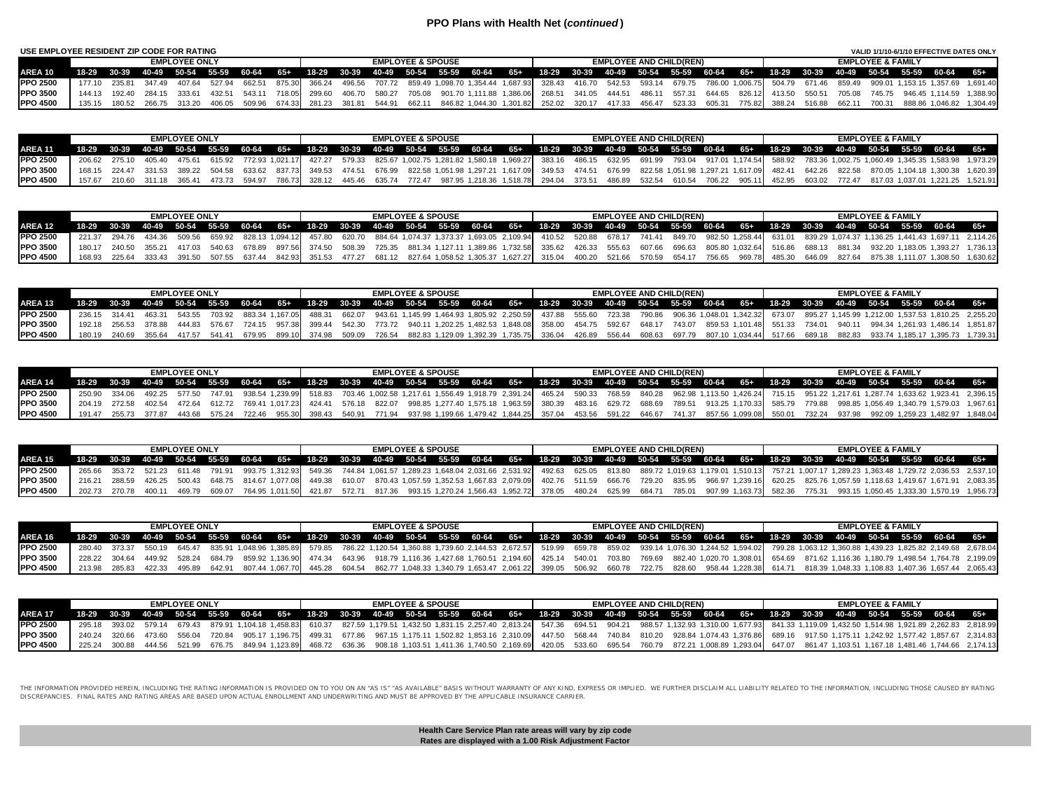## PPO Plans with Health Net (*continued*)

**USE EMPLOYEE RESIDENT ZIP CODE FOR RATING**

**VALID 1/1/10-6/1/10 EFFECTIVE DATES ONLY**

| | EMPLOYEE ONLY | | | | | | | EMPLOYEE & SPOUSE | | | | | | | EMPLOYEE AND CHILD(REN) | | | | | | | EMPLOYEE & FAMILY | | | | | | |
|---|---|---|---|---|---|---|---|---|---|---|---|---|---|---|---|---|---|---|---|---|---|---|---|---|---|---|---|---|
| **AREA 10** | 18-29 | 30-39 | 40-49 | 50-54 | 55-59 | 60-64 | 65+ | 18-29 | 30-39 | 40-49 | 50-54 | 55-59 | 60-64 | 65+ | 18-29 | 30-39 | 40-49 | 50-54 | 55-59 | 60-64 | 65+ | 18-29 | 30-39 | 40-49 | 50-54 | 55-59 | 60-64 | 65+ |
| **PPO 2500** | 177.10 | 235.81 | 347.49 | 407.64 | 527.94 | 662.51 | 875.30 | 366.24 | 496.56 | 707.72 | 859.49 | 1,098.70 | 1,354.44 | 1,687.93 | 328.43 | 416.70 | 542.53 | 593.14 | 679.75 | 786.00 | 1,006.75 | 504.79 | 671.46 | 859.49 | 909.01 | 1,153.15 | 1,357.69 | 1,691.40 |
| **PPO 3500** | 144.13 | 192.40 | 284.15 | 333.61 | 432.51 | 543.11 | 718.05 | 299.60 | 406.70 | 580.27 | 705.08 | 901.70 | 1,111.88 | 1,386.06 | 268.51 | 341.05 | 444.51 | 486.11 | 557.31 | 644.65 | 826.12 | 413.50 | 550.51 | 705.08 | 745.75 | 946.45 | 1,114.59 | 1,388.90 |
| **PPO 4500** | 135.15 | 180.52 | 266.75 | 313.20 | 406.05 | 509.96 | 674.33 | 281.23 | 381.81 | 544.91 | 662.11 | 846.82 | 1,044.30 | 1,301.82 | 252.02 | 320.17 | 417.33 | 456.47 | 523.33 | 605.31 | 775.82 | 388.24 | 516.88 | 662.11 | 700.31 | 888.86 | 1,046.82 | 1,304.49 |

| | EMPLOYEE ONLY | | | | | | | EMPLOYEE & SPOUSE | | | | | | | EMPLOYEE AND CHILD(REN) | | | | | | | EMPLOYEE & FAMILY | | | | | | |
|---|---|---|---|---|---|---|---|---|---|---|---|---|---|---|---|---|---|---|---|---|---|---|---|---|---|---|---|---|
| **AREA 11** | 18-29 | 30-39 | 40-49 | 50-54 | 55-59 | 60-64 | 65+ | 18-29 | 30-39 | 40-49 | 50-54 | 55-59 | 60-64 | 65+ | 18-29 | 30-39 | 40-49 | 50-54 | 55-59 | 60-64 | 65+ | 18-29 | 30-39 | 40-49 | 50-54 | 55-59 | 60-64 | 65+ |
| **PPO 2500** | 206.62 | 275.10 | 405.40 | 475.61 | 615.92 | 772.93 | 1,021.17 | 427.27 | 579.33 | 825.67 | 1,002.75 | 1,281.82 | 1,580.18 | 1,969.27 | 383.16 | 486.15 | 632.95 | 691.99 | 793.04 | 917.01 | 1,174.54 | 588.92 | 783.36 | 1,002.75 | 1,060.49 | 1,345.35 | 1,583.98 | 1,973.29 |
| **PPO 3500** | 168.15 | 224.47 | 331.53 | 389.22 | 504.58 | 633.62 | 837.73 | 349.53 | 474.51 | 676.99 | 822.58 | 1,051.98 | 1,297.21 | 1,617.09 | 349.53 | 474.51 | 676.99 | 822.58 | 1,051.98 | 1,297.21 | 1,617.09 | 482.41 | 642.26 | 822.58 | 870.05 | 1,104.18 | 1,300.38 | 1,620.39 |
| **PPO 4500** | 157.67 | 210.60 | 311.18 | 365.41 | 473.73 | 594.97 | 786.73 | 328.12 | 445.46 | 635.74 | 772.47 | 987.95 | 1,218.36 | 1,518.78 | 294.04 | 373.51 | 486.89 | 532.54 | 610.54 | 706.22 | 905.11 | 452.95 | 603.02 | 772.47 | 817.03 | 1,037.01 | 1,221.25 | 1,521.91 |

| | EMPLOYEE ONLY | | | | | | | EMPLOYEE & SPOUSE | | | | | | | EMPLOYEE AND CHILD(REN) | | | | | | | EMPLOYEE & FAMILY | | | | | | |
|---|---|---|---|---|---|---|---|---|---|---|---|---|---|---|---|---|---|---|---|---|---|---|---|---|---|---|---|---|
| **AREA 12** | 18-29 | 30-39 | 40-49 | 50-54 | 55-59 | 60-64 | 65+ | 18-29 | 30-39 | 40-49 | 50-54 | 55-59 | 60-64 | 65+ | 18-29 | 30-39 | 40-49 | 50-54 | 55-59 | 60-64 | 65+ | 18-29 | 30-39 | 40-49 | 50-54 | 55-59 | 60-64 | 65+ |
| **PPO 2500** | 221.37 | 294.76 | 434.36 | 509.56 | 659.92 | 828.13 | 1,094.12 | 457.80 | 620.70 | 884.64 | 1,074.37 | 1,373.37 | 1,693.05 | 2,109.94 | 410.52 | 520.88 | 678.17 | 741.41 | 849.70 | 982.50 | 1,258.44 | 631.01 | 839.29 | 1,074.37 | 1,136.25 | 1,441.43 | 1,697.11 | 2,114.26 |
| **PPO 3500** | 180.17 | 240.50 | 355.21 | 417.03 | 540.63 | 678.89 | 897.56 | 374.50 | 508.39 | 725.35 | 881.34 | 1,127.11 | 1,389.86 | 1,732.58 | 335.62 | 426.33 | 555.63 | 607.66 | 696.63 | 805.80 | 1,032.64 | 516.86 | 688.13 | 881.34 | 932.20 | 1,183.05 | 1,393.27 | 1,736.13 |
| **PPO 4500** | 168.93 | 225.64 | 333.43 | 391.50 | 507.55 | 637.44 | 842.93 | 351.53 | 477.27 | 681.12 | 827.64 | 1,058.52 | 1,305.37 | 1,627.27 | 315.04 | 400.20 | 521.66 | 570.59 | 654.17 | 756.65 | 969.78 | 485.30 | 646.09 | 827.64 | 875.38 | 1,111.07 | 1,308.50 | 1,630.62 |

| | EMPLOYEE ONLY | | | | | | | EMPLOYEE & SPOUSE | | | | | | | EMPLOYEE AND CHILD(REN) | | | | | | | EMPLOYEE & FAMILY | | | | | | |
|---|---|---|---|---|---|---|---|---|---|---|---|---|---|---|---|---|---|---|---|---|---|---|---|---|---|---|---|---|
| **AREA 13** | 18-29 | 30-39 | 40-49 | 50-54 | 55-59 | 60-64 | 65+ | 18-29 | 30-39 | 40-49 | 50-54 | 55-59 | 60-64 | 65+ | 18-29 | 30-39 | 40-49 | 50-54 | 55-59 | 60-64 | 65+ | 18-29 | 30-39 | 40-49 | 50-54 | 55-59 | 60-64 | 65+ |
| **PPO 2500** | 236.15 | 314.41 | 463.31 | 543.55 | 703.92 | 883.34 | 1,167.05 | 488.31 | 662.07 | 943.61 | 1,145.99 | 1,464.93 | 1,805.92 | 2,250.59 | 437.88 | 555.60 | 723.38 | 790.86 | 906.36 | 1,048.01 | 1,342.32 | 673.07 | 895.27 | 1,145.99 | 1,212.00 | 1,537.53 | 1,810.25 | 2,255.20 |
| **PPO 3500** | 192.18 | 256.53 | 378.88 | 444.83 | 576.67 | 724.15 | 957.38 | 399.44 | 542.30 | 773.72 | 940.11 | 1,202.25 | 1,482.53 | 1,848.08 | 358.00 | 454.75 | 592.67 | 648.17 | 743.07 | 859.53 | 1,101.48 | 551.33 | 734.01 | 940.11 | 994.34 | 1,261.93 | 1,486.14 | 1,851.87 |
| **PPO 4500** | 180.19 | 240.69 | 355.64 | 417.57 | 541.41 | 679.95 | 899.10 | 374.98 | 509.09 | 726.54 | 882.83 | 1,129.09 | 1,392.39 | 1,735.75 | 336.04 | 426.89 | 556.44 | 608.63 | 697.79 | 807.10 | 1,034.44 | 517.66 | 689.18 | 882.83 | 933.74 | 1,185.17 | 1,395.73 | 1,739.31 |

| | EMPLOYEE ONLY | | | | | | | EMPLOYEE & SPOUSE | | | | | | | EMPLOYEE AND CHILD(REN) | | | | | | | EMPLOYEE & FAMILY | | | | | | |
|---|---|---|---|---|---|---|---|---|---|---|---|---|---|---|---|---|---|---|---|---|---|---|---|---|---|---|---|---|
| **AREA 14** | 18-29 | 30-39 | 40-49 | 50-54 | 55-59 | 60-64 | 65+ | 18-29 | 30-39 | 40-49 | 50-54 | 55-59 | 60-64 | 65+ | 18-29 | 30-39 | 40-49 | 50-54 | 55-59 | 60-64 | 65+ | 18-29 | 30-39 | 40-49 | 50-54 | 55-59 | 60-64 | 65+ |
| **PPO 2500** | 250.90 | 334.06 | 492.25 | 577.50 | 747.91 | 938.54 | 1,239.99 | 518.83 | 703.46 | 1,002.58 | 1,217.61 | 1,556.49 | 1,918.79 | 2,391.24 | 465.24 | 590.33 | 768.59 | 840.28 | 962.98 | 1,113.50 | 1,426.24 | 715.15 | 951.22 | 1,217.61 | 1,287.74 | 1,633.62 | 1,923.41 | 2,396.15 |
| **PPO 3500** | 204.19 | 272.58 | 402.54 | 472.64 | 612.72 | 769.41 | 1,017.23 | 424.41 | 576.18 | 822.07 | 998.85 | 1,277.40 | 1,575.18 | 1,963.59 | 380.39 | 483.16 | 629.72 | 688.69 | 789.51 | 913.25 | 1,170.33 | 585.79 | 779.88 | 998.85 | 1,056.49 | 1,340.79 | 1,579.03 | 1,967.61 |
| **PPO 4500** | 191.47 | 255.73 | 377.87 | 443.68 | 575.24 | 722.46 | 955.30 | 398.43 | 540.91 | 771.94 | 937.98 | 1,199.66 | 1,479.42 | 1,844.25 | 357.04 | 453.56 | 591.22 | 646.67 | 741.37 | 857.56 | 1,099.08 | 550.01 | 732.24 | 937.98 | 992.09 | 1,259.23 | 1,482.97 | 1,848.04 |

| | EMPLOYEE ONLY | | | | | | | EMPLOYEE & SPOUSE | | | | | | | EMPLOYEE AND CHILD(REN) | | | | | | | EMPLOYEE & FAMILY | | | | | | |
|---|---|---|---|---|---|---|---|---|---|---|---|---|---|---|---|---|---|---|---|---|---|---|---|---|---|---|---|---|
| **AREA 15** | 18-29 | 30-39 | 40-49 | 50-54 | 55-59 | 60-64 | 65+ | 18-29 | 30-39 | 40-49 | 50-54 | 55-59 | 60-64 | 65+ | 18-29 | 30-39 | 40-49 | 50-54 | 55-59 | 60-64 | 65+ | 18-29 | 30-39 | 40-49 | 50-54 | 55-59 | 60-64 | 65+ |
| **PPO 2500** | 265.66 | 353.72 | 521.23 | 611.48 | 791.91 | 993.75 | 1,312.93 | 549.36 | 744.84 | 1,061.57 | 1,289.23 | 1,648.04 | 2,031.66 | 2,531.92 | 492.63 | 625.05 | 813.80 | 889.72 | 1,019.63 | 1,179.01 | 1,510.13 | 757.21 | 1,007.17 | 1,289.23 | 1,363.48 | 1,729.72 | 2,036.53 | 2,537.10 |
| **PPO 3500** | 216.21 | 288.59 | 426.25 | 500.43 | 648.75 | 814.67 | 1,077.08 | 449.38 | 610.07 | 870.43 | 1,057.59 | 1,352.53 | 1,667.83 | 2,079.09 | 402.76 | 511.59 | 666.76 | 729.20 | 835.95 | 966.97 | 1,239.16 | 620.25 | 825.76 | 1,057.59 | 1,118.63 | 1,419.67 | 1,671.91 | 2,083.35 |
| **PPO 4500** | 202.73 | 270.78 | 400.11 | 469.79 | 609.07 | 764.95 | 1,011.50 | 421.87 | 572.71 | 817.36 | 993.15 | 1,270.24 | 1,566.43 | 1,952.72 | 378.05 | 480.24 | 625.99 | 684.71 | 785.01 | 907.99 | 1,163.73 | 582.36 | 775.31 | 993.15 | 1,050.45 | 1,333.30 | 1,570.19 | 1,956.73 |

| | EMPLOYEE ONLY | | | | | | | EMPLOYEE & SPOUSE | | | | | | | EMPLOYEE AND CHILD(REN) | | | | | | | EMPLOYEE & FAMILY | | | | | | |
|---|---|---|---|---|---|---|---|---|---|---|---|---|---|---|---|---|---|---|---|---|---|---|---|---|---|---|---|---|
| **AREA 16** | 18-29 | 30-39 | 40-49 | 50-54 | 55-59 | 60-64 | 65+ | 18-29 | 30-39 | 40-49 | 50-54 | 55-59 | 60-64 | 65+ | 18-29 | 30-39 | 40-49 | 50-54 | 55-59 | 60-64 | 65+ | 18-29 | 30-39 | 40-49 | 50-54 | 55-59 | 60-64 | 65+ |
| **PPO 2500** | 280.40 | 373.37 | 550.19 | 645.47 | 835.91 | 1,048.96 | 1,385.89 | 579.85 | 786.22 | 1,120.54 | 1,360.88 | 1,739.60 | 2,144.53 | 2,672.57 | 519.99 | 659.78 | 859.02 | 939.14 | 1,076.30 | 1,244.52 | 1,594.02 | 799.28 | 1,063.12 | 1,360.88 | 1,439.23 | 1,825.82 | 2,149.68 | 2,678.04 |
| **PPO 3500** | 228.22 | 304.64 | 449.92 | 528.24 | 684.79 | 859.92 | 1,136.90 | 474.34 | 643.96 | 918.79 | 1,116.36 | 1,427.68 | 1,760.51 | 2,194.60 | 425.14 | 540.01 | 703.80 | 769.69 | 882.40 | 1,020.70 | 1,308.01 | 654.69 | 871.62 | 1,116.36 | 1,180.79 | 1,498.54 | 1,764.78 | 2,199.09 |
| **PPO 4500** | 213.98 | 285.83 | 422.33 | 495.89 | 642.91 | 807.44 | 1,067.70 | 445.28 | 604.54 | 862.77 | 1,048.33 | 1,340.79 | 1,653.47 | 2,061.22 | 399.05 | 506.92 | 660.78 | 722.75 | 828.60 | 958.44 | 1,228.38 | 614.71 | 818.39 | 1,048.33 | 1,108.83 | 1,407.36 | 1,657.44 | 2,065.43 |

| | EMPLOYEE ONLY | | | | | | | EMPLOYEE & SPOUSE | | | | | | | EMPLOYEE AND CHILD(REN) | | | | | | | EMPLOYEE & FAMILY | | | | | | |
|---|---|---|---|---|---|---|---|---|---|---|---|---|---|---|---|---|---|---|---|---|---|---|---|---|---|---|---|---|
| **AREA 17** | 18-29 | 30-39 | 40-49 | 50-54 | 55-59 | 60-64 | 65+ | 18-29 | 30-39 | 40-49 | 50-54 | 55-59 | 60-64 | 65+ | 18-29 | 30-39 | 40-49 | 50-54 | 55-59 | 60-64 | 65+ | 18-29 | 30-39 | 40-49 | 50-54 | 55-59 | 60-64 | 65+ |
| **PPO 2500** | 295.18 | 393.02 | 579.14 | 679.43 | 879.91 | 1,104.18 | 1,458.83 | 610.37 | 827.59 | 1,179.51 | 1,432.50 | 1,831.15 | 2,257.40 | 2,813.24 | 547.36 | 694.51 | 904.21 | 988.57 | 1,132.93 | 1,310.00 | 1,677.93 | 841.33 | 1,119.09 | 1,432.50 | 1,514.98 | 1,921.89 | 2,262.83 | 2,818.99 |
| **PPO 3500** | 240.24 | 320.66 | 473.60 | 556.04 | 720.84 | 905.17 | 1,196.75 | 499.31 | 677.86 | 967.15 | 1,175.11 | 1,502.82 | 1,853.16 | 2,310.09 | 447.50 | 568.44 | 740.84 | 810.20 | 928.84 | 1,074.43 | 1,376.86 | 689.16 | 917.50 | 1,175.11 | 1,242.92 | 1,577.42 | 1,857.67 | 2,314.83 |
| **PPO 4500** | 225.24 | 300.88 | 444.56 | 521.99 | 676.75 | 849.94 | 1,123.89 | 468.72 | 636.36 | 908.18 | 1,103.51 | 1,411.36 | 1,740.50 | 2,169.69 | 420.05 | 533.60 | 695.54 | 760.79 | 872.21 | 1,008.89 | 1,293.04 | 647.07 | 861.47 | 1,103.51 | 1,167.18 | 1,481.46 | 1,744.66 | 2,174.13 |

THE INFORMATION PROVIDED HEREIN, INCLUDING THE RATING INFORMATION IS PROVIDED ON TO YOU ON AN "AS IS" "AS AVAILABLE" BASIS WITHOUT WARRANTY OF ANY KIND, EXPRESS OR IMPLIED. WE FURTHER DISCLAIM ALL LIABILITY RELATED TO THE INFORMATION, INCLUDING THOSE CAUSED BY RATING DISCREPANCIES. FINAL RATES AND RATING AREAS ARE BASED UPON ACTUAL ENROLLMENT AND UNDERWRITING AND MUST BE APPROVED BY THE APPLICABLE INSURANCE CARRIER.

**Health Care Service Plan rate areas will vary by zip code**
**Rates are displayed with a 1.00 Risk Adjustment Factor**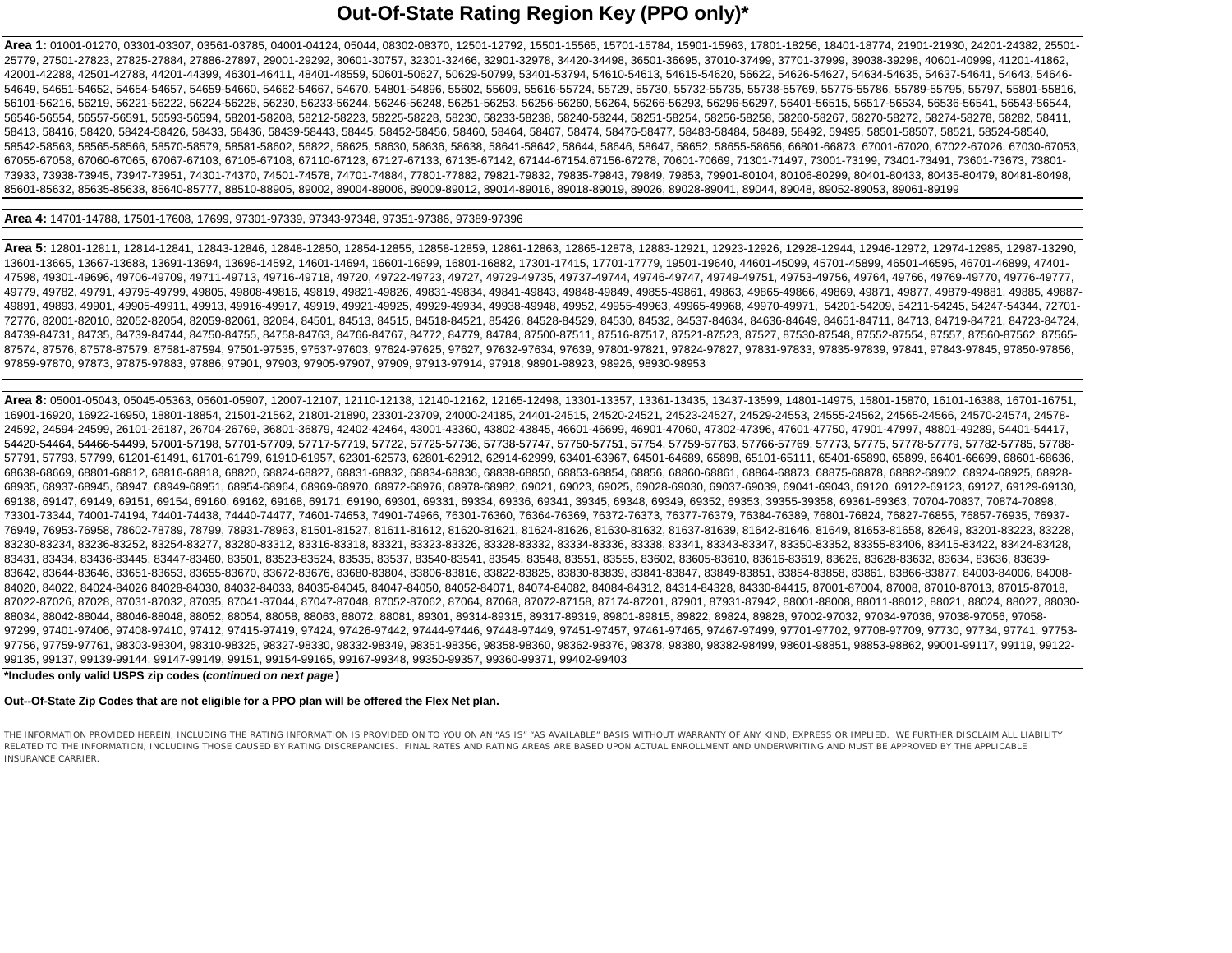# Out-Of-State Rating Region Key (PPO only)*

**Area 1:** 01001-01270, 03301-03307, 03561-03785, 04001-04124, 05044, 08302-08370, 12501-12792, 15501-15565, 15701-15784, 15901-15963, 17801-18256, 18401-18774, 21901-21930, 24201-24382, 25501-25779, 27501-27823, 27825-27884, 27886-27897, 29001-29292, 30601-30757, 32301-32466, 32901-32978, 34420-34498, 36501-36695, 37010-37499, 37701-37999, 39038-39298, 40601-40999, 41201-41862, 42001-42288, 42501-42788, 44201-44399, 46301-46411, 48401-48559, 50601-50627, 50629-50799, 53401-53794, 54610-54613, 54615-54620, 56622, 54626-54627, 54634-54635, 54637-54641, 54643, 54646-54649, 54651-54652, 54654-54657, 54659-54660, 54662-54667, 54670, 54801-54896, 55602, 55609, 55616-55724, 55729, 55730, 55732-55735, 55738-55769, 55775-55786, 55789-55795, 55797, 55801-55816, 56101-56216, 56219, 56221-56222, 56224-56228, 56230, 56233-56244, 56246-56248, 56251-56253, 56256-56260, 56264, 56266-56293, 56296-56297, 56401-56515, 56517-56534, 56536-56541, 56543-56544, 56546-56554, 56557-56591, 56593-56594, 58201-58208, 58212-58223, 58225-58228, 58230, 58233-58238, 58240-58244, 58251-58254, 58256-58267, 58270-58272, 58274-58278, 58282, 58411, 58413, 58416, 58420, 58424-58426, 58433, 58436, 58439-58443, 58445, 58452-58456, 58460, 58464, 58467, 58474, 58476-58477, 58483-58484, 58489, 58492, 59495, 58501-58507, 58521, 58524-58540, 58542-58563, 58565-58566, 58570-58579, 58581-58602, 56822, 58625, 58630, 58636, 58638, 58641-58642, 58644, 58646, 58647, 58652, 58655-58656, 66801-66873, 67001-67020, 67022-67026, 67030-67053, 67055-67058, 67060-67065, 67067-67103, 67105-67108, 67110-67123, 67127-67133, 67135-67142, 67144-67154.67156-67278, 70601-70669, 71301-71497, 73001-73199, 73401-73491, 73601-73673, 73801-73933, 73938-73945, 73947-73951, 74301-74370, 74501-74578, 74701-74884, 77801-77882, 79821-79832, 79835-79843, 79849, 79853, 79901-80104, 80106-80299, 80401-80433, 80435-80479, 80481-80498, 85601-85632, 85635-85638, 85640-85777, 88510-88905, 89002, 89004-89006, 89009-89012, 89014-89016, 89018-89019, 89026, 89028-89041, 89044, 89048, 89052-89053, 89061-89199

**Area 4:** 14701-14788, 17501-17608, 17699, 97301-97339, 97343-97348, 97351-97386, 97389-97396

**Area 5:** 12801-12811, 12814-12841, 12843-12846, 12848-12850, 12854-12855, 12858-12859, 12861-12863, 12865-12878, 12883-12921, 12923-12926, 12928-12944, 12946-12972, 12974-12985, 12987-13290, 13601-13665, 13667-13688, 13691-13694, 13696-14592, 14601-14694, 16601-16699, 16801-16882, 17301-17415, 17701-17779, 19501-19640, 44601-45099, 45701-45899, 46501-46595, 46701-46899, 47401-47598, 49301-49696, 49706-49709, 49711-49713, 49716-49718, 49720, 49722-49723, 49727, 49729-49735, 49737-49744, 49746-49747, 49749-49751, 49753-49756, 49764, 49766, 49769-49770, 49776-49777, 49779, 49782, 49791, 49795-49799, 49805, 49808-49816, 49819, 49821-49826, 49831-49834, 49841-49843, 49848-49849, 49855-49861, 49863, 49865-49866, 49869, 49871, 49877, 49879-49881, 49885, 49887-49891, 49893, 49901, 49905-49911, 49913, 49916-49917, 49919, 49921-49925, 49929-49934, 49938-49948, 49952, 49955-49963, 49965-49968, 49970-49971, 54201-54209, 54211-54245, 54247-54344, 72701-72776, 82001-82010, 82052-82054, 82059-82061, 82084, 84501, 84513, 84515, 84518-84521, 85426, 84528-84529, 84530, 84532, 84537-84634, 84636-84649, 84651-84711, 84713, 84719-84721, 84723-84724, 84739-84731, 84735, 84739-84744, 84750-84755, 84758-84763, 84766-84767, 84772, 84779, 84784, 87500-87511, 87516-87517, 87521-87523, 87527, 87530-87548, 87552-87554, 87557, 87560-87562, 87565-87574, 87576, 87578-87579, 87581-87594, 97501-97535, 97537-97603, 97624-97625, 97627, 97632-97634, 97639, 97801-97821, 97824-97827, 97831-97833, 97835-97839, 97841, 97843-97845, 97850-97856, 97859-97870, 97873, 97875-97883, 97886, 97901, 97903, 97905-97907, 97909, 97913-97914, 97918, 98901-98923, 98926, 98930-98953

**Area 8:** 05001-05043, 05045-05363, 05601-05907, 12007-12107, 12110-12138, 12140-12162, 12165-12498, 13301-13357, 13361-13435, 13437-13599, 14801-14975, 15801-15870, 16101-16388, 16701-16751, 16901-16920, 16922-16950, 18801-18854, 21501-21562, 21801-21890, 23301-23709, 24000-24185, 24401-24515, 24520-24521, 24523-24527, 24529-24553, 24555-24562, 24565-24566, 24570-24574, 24578-24592, 24594-24599, 26101-26187, 26704-26769, 36801-36879, 42402-42464, 43001-43360, 43802-43845, 46601-46699, 46901-47060, 47302-47396, 47601-47750, 47901-47997, 48801-49289, 54401-54417, 54420-54464, 54466-54499, 57001-57198, 57701-57709, 57717-57719, 57722, 57725-57736, 57738-57747, 57750-57751, 57754, 57759-57763, 57766-57769, 57773, 57775, 57778-57779, 57782-57785, 57788-57791, 57793, 57799, 61201-61491, 61701-61799, 61910-61957, 62301-62573, 62801-62912, 62914-62999, 63401-63967, 64501-64689, 65898, 65101-65111, 65401-65890, 65899, 66401-66699, 68601-68636, 68638-68669, 68801-68812, 68816-68818, 68820, 68824-68827, 68831-68832, 68834-68836, 68838-68850, 68853-68854, 68856, 68860-68861, 68864-68873, 68875-68878, 68882-68902, 68924-68925, 68928-68935, 68937-68945, 68947, 68949-68951, 68954-68964, 68969-68970, 68972-68976, 68978-68982, 69021, 69023, 69025, 69028-69030, 69037-69039, 69041-69043, 69120, 69122-69123, 69127, 69129-69130, 69138, 69147, 69149, 69151, 69154, 69160, 69162, 69168, 69171, 69190, 69301, 69331, 69334, 69336, 69341, 39345, 69348, 69349, 69352, 69353, 39355-39358, 69361-69363, 70704-70837, 70874-70898, 73301-73344, 74001-74194, 74401-74438, 74440-74477, 74601-74653, 74901-74966, 76301-76360, 76364-76369, 76372-76373, 76377-76379, 76384-76389, 76801-76824, 76827-76855, 76857-76935, 76937-76949, 76953-76958, 78602-78789, 78799, 78931-78963, 81501-81527, 81611-81612, 81620-81621, 81624-81626, 81630-81632, 81637-81639, 81642-81646, 81649, 81653-81658, 82649, 83201-83223, 83228, 83230-83234, 83236-83252, 83254-83277, 83280-83312, 83316-83318, 83321, 83323-83326, 83328-83332, 83334-83336, 83338, 83341, 83343-83347, 83350-83352, 83355-83406, 83415-83422, 83424-83428, 83431, 83434, 83436-83445, 83447-83460, 83501, 83523-83524, 83535, 83537, 83540-83541, 83545, 83548, 83551, 83555, 83602, 83605-83610, 83616-83619, 83626, 83628-83632, 83634, 83636, 83639-83642, 83644-83646, 83651-83653, 83655-83670, 83672-83676, 83680-83804, 83806-83816, 83822-83825, 83830-83839, 83841-83847, 83849-83851, 83854-83858, 83861, 83866-83877, 84003-84006, 84008-84020, 84022, 84024-84026 84028-84030, 84032-84033, 84035-84045, 84047-84050, 84052-84071, 84074-84082, 84084-84312, 84314-84328, 84330-84415, 87001-87004, 87008, 87010-87013, 87015-87018, 87022-87026, 87028, 87031-87032, 87035, 87041-87044, 87047-87048, 87052-87062, 87064, 87068, 87072-87158, 87174-87201, 87901, 87931-87942, 88001-88008, 88011-88012, 88021, 88024, 88027, 88030-88034, 88042-88044, 88046-88048, 88052, 88054, 88058, 88063, 88072, 88081, 89301, 89314-89315, 89317-89319, 89801-89815, 89822, 89824, 89828, 97002-97032, 97034-97036, 97038-97056, 97058-97299, 97401-97406, 97408-97410, 97412, 97415-97419, 97424, 97426-97442, 97444-97446, 97448-97449, 97451-97457, 97461-97465, 97467-97499, 97701-97702, 97708-97709, 97730, 97734, 97741, 97753-97756, 97759-97761, 98303-98304, 98310-98325, 98327-98330, 98332-98349, 98351-98356, 98358-98360, 98362-98376, 98378, 98380, 98382-98499, 98601-98851, 98853-98862, 99001-99117, 99119, 99122-99135, 99137, 99139-99144, 99147-99149, 99151, 99154-99165, 99167-99348, 99350-99357, 99360-99371, 99402-99403

**\*Includes only valid USPS zip codes (*continued on next page*)**

**Out--Of-State Zip Codes that are not eligible for a PPO plan will be offered the Flex Net plan.**

THE INFORMATION PROVIDED HEREIN, INCLUDING THE RATING INFORMATION IS PROVIDED ON TO YOU ON AN "AS IS" "AS AVAILABLE" BASIS WITHOUT WARRANTY OF ANY KIND, EXPRESS OR IMPLIED. WE FURTHER DISCLAIM ALL LIABILITY RELATED TO THE INFORMATION, INCLUDING THOSE CAUSED BY RATING DISCREPANCIES. FINAL RATES AND RATING AREAS ARE BASED UPON ACTUAL ENROLLMENT AND UNDERWRITING AND MUST BE APPROVED BY THE APPLICABLE INSURANCE CARRIER.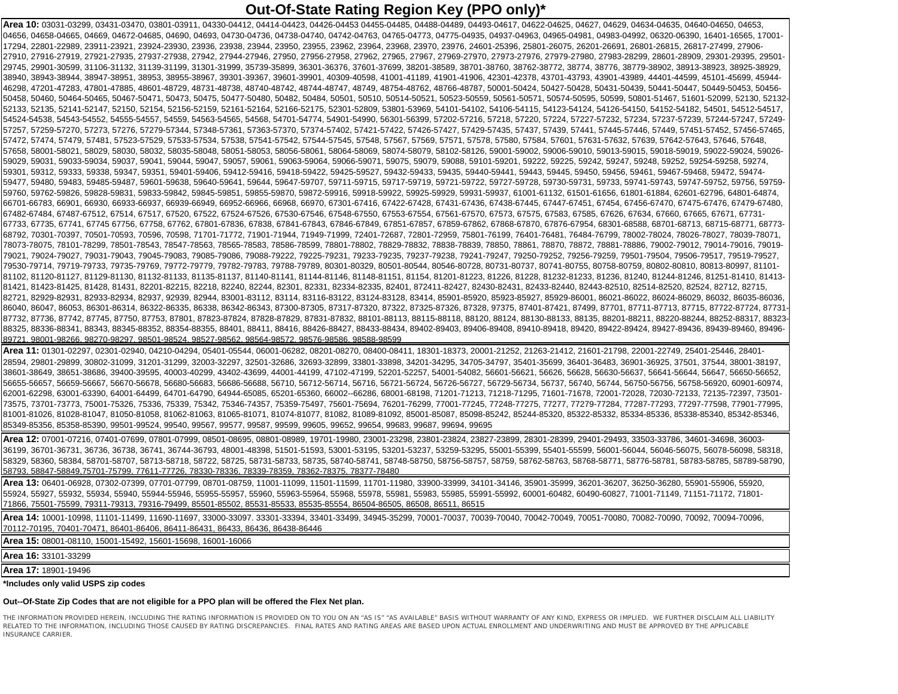# Out-Of-State Rating Region Key (PPO only)*

**Area 10:** 03031-03299, 03431-03470, 03801-03911, 04330-04412, 04414-04423, 04426-04453 04455-04485, 04488-04489, 04493-04617, 04622-04625, 04627, 04629, 04634-04635, 04640-04650, 04653, 04656, 04658-04665, 04669, 04672-04685, 04690, 04693, 04730-04736, 04738-04740, 04742-04763, 04765-04773, 04775-04935, 04937-04963, 04965-04981, 04983-04992, 06320-06390, 16401-16565, 17001-17294, 22801-22989, 23911-23921, 23924-23930, 23936, 23938, 23944, 23950, 23955, 23962, 23964, 23968, 23970, 23976, 24601-25396, 25801-26075, 26201-26691, 26801-26815, 26817-27499, 27906-27910, 27916-27919, 27921-27935, 27937-27938, 27942, 27944-27946, 27950, 27956-27958, 27962, 27965, 27967, 27969-27970, 27973-27976, 27979-27980, 27983-28299, 28601-28909, 29301-29395, 29501-29745, 29901-30599, 31106-31132, 31139-31199, 31301-31999, 35739-35899, 36301-36376, 37601-37699, 38201-38589, 38701-38760, 38762-38772, 38774, 38776, 38779-38902, 38913-38923, 38925-38929, 38940, 38943-38944, 38947-38951, 38953, 38955-38967, 39301-39367, 39601-39901, 40309-40598, 41001-41189, 41901-41906, 42301-42378, 43701-43793, 43901-43989, 44401-44599, 45101-45699, 45944-46298, 47201-47283, 47801-47885, 48601-48729, 48731-48738, 48740-48742, 48744-48747, 48749, 48754-48762, 48766-48787, 50001-50424, 50427-50428, 50431-50439, 50441-50447, 50449-50453, 50456-50458, 50460, 50464-50465, 50467-50471, 50473, 50475, 50477-50480, 50482, 50484, 50501, 50510, 50514-50521, 50523-50559, 50561-50571, 50574-50595, 50599, 50801-51467, 51601-52099, 52130, 52132-52133, 52135, 52141-52147, 52150, 52154, 52156-52159, 52161-52164, 52166-52175, 52301-52809, 53801-53969, 54101-54102, 54106-54115, 54123-54124, 54126-54150, 54152-54182, 54501, 54512-54517, 54524-54538, 54543-54552, 54555-54557, 54559, 54563-54565, 54568, 54701-54774, 54901-54990, 56301-56399, 57202-57216, 57218, 57220, 57224, 57227-57232, 57234, 57237-57239, 57244-57247, 57249-57257, 57259-57270, 57273, 57276, 57279-57344, 57348-57361, 57363-57370, 57374-57402, 57421-57422, 57426-57427, 57429-57435, 57437, 57439, 57441, 57445-57446, 57449, 57451-57452, 57456-57465, 57472, 57474, 57479, 57481, 57523-57529, 57533-57534, 57538, 57541-57542, 57544-57545, 57548, 57567, 57569, 57571, 57578, 57580, 57584, 57601, 57631-57632, 57639, 57642-57643, 57646, 57648, 57658, 58001-58021, 58029, 58030, 58032, 58035-58048, 58051-58053, 58056-58061, 58064-58069, 58074-58079, 58102-58126, 59001-59002, 59006-59010, 59013-59015, 59018-59019, 59022-59024, 59026-59029, 59031, 59033-59034, 59037, 59041, 59044, 59047, 59057, 59061, 59063-59064, 59066-59071, 59075, 59079, 59088, 59101-59201, 59222, 59225, 59242, 59247, 59248, 59252, 59254-59258, 59274, 59301, 59312, 59333, 59338, 59347, 59351, 59401-59406, 59412-59416, 59418-59422, 59425-59527, 59432-59433, 59435, 59440-59441, 59443, 59445, 59450, 59456, 59461, 59467-59468, 59472, 59474-59477, 59480, 59483, 59485-59487, 59601-59638, 59640-59641, 59644, 59647-59707, 59711-59715, 59717-59719, 59721-59722, 59727-59728, 59730-59731, 59733, 59741-59743, 59747-59752, 59756, 59759-59760, 59762-59826, 59828-59831, 59833-59842, 59845-59851, 59855-59870, 59872-59916, 59918-59922, 59925-59929, 59931-59937, 61001-61132, 61501-61656, 61801-61884, 62601-62796, 64801-64874, 66701-66783, 66901, 66930, 66933-66937, 66939-66949, 66952-66966, 66968, 66970, 67301-67416, 67422-67428, 67431-67436, 67438-67445, 67447-67451, 67454, 67456-67470, 67475-67476, 67479-67480, 67482-67484, 67487-67512, 67514, 67517, 67520, 67522, 67524-67526, 67530-67546, 67548-67550, 67553-67554, 67561-67570, 67573, 67575, 67583, 67585, 67626, 67634, 67660, 67665, 67671, 67731-67733, 67735, 67741, 67745 67756, 67758, 67762, 67801-67836, 67838, 67841-67843, 67846-67849, 67851-67857, 67859-67862, 67868-67870, 67876-67954, 68301-68588, 68701-68713, 68715-68771, 68773-68792, 70301-70397, 70501-70593, 70596, 70598, 71701-71772, 71901-71944, 71949-71999, 72401-72687, 72801-72959, 75801-76199, 76401-76481, 76484-76799, 78002-78024, 78026-78027, 78039-78071, 78073-78075, 78101-78299, 78501-78543, 78547-78563, 78565-78583, 78586-78599, 78801-78802, 78829-78832, 78838-78839, 78850, 78861, 78870, 78872, 78881-78886, 79002-79012, 79014-79016, 79019-79021, 79024-79027, 79031-79043, 79045-79083, 79085-79086, 79088-79222, 79225-79231, 79233-79235, 79237-79238, 79241-79247, 79250-79252, 79256-79259, 79501-79504, 79506-79517, 79519-79527, 79530-79714, 79719-79733, 79735-79769, 79772-79779, 79782-79783, 79788-79789, 80301-80329, 80501-80544, 80546-80728, 80731-80737, 80741-80755, 80758-80759, 80802-80810, 80813-80997, 81101-81102, 81120-81127, 81129-81130, 81132-81133, 81135-81137, 81140-81141, 81144-81146, 81148-81151, 81154, 81201-81223, 81226, 81228, 81232-81233, 81236, 81240, 81244-81246, 81251-81410, 81413-81421, 81423-81425, 81428, 81431, 82201-82215, 82218, 82240, 82244, 82301, 82331, 82334-82335, 82401, 872411-82427, 82430-82431, 82433-82440, 82443-82510, 82514-82520, 82524, 82712, 82715, 82721, 82929-82931, 82933-82934, 82937, 92939, 82944, 83001-83112, 83114, 83116-83122, 83124-83128, 83414, 85901-85920, 85923-85927, 85929-86001, 86021-86022, 86024-86029, 86032, 86035-86036, 86040, 86047, 86053, 86301-86314, 86322-86335, 86338, 86342-86343, 87300-87305, 87317-87320, 87322, 87325-87326, 87328, 97375, 87401-87421, 87499, 87701, 87711-87713, 87715, 87722-87724, 87731-87732, 87736, 87742, 87745, 87750, 87753, 87801, 87823-87824, 87828-87829, 87831-87832, 88101-88113, 88115-88118, 88120, 88124, 88130-88133, 88135, 88201-88211, 88220-88244, 88252-88317, 88323-88325, 88336-88341, 88343, 88345-88352, 88354-88355, 88401, 88411, 88416, 88426-88427, 88433-88434, 89402-89403, 89406-89408, 89410-89418, 89420, 89422-89424, 89427-89436, 89439-89460, 89496-89721, 98001-98266, 98270-98297, 98501-98524, 98527-98562, 98564-98572, 98576-98586, 98588-98599

**Area 11:** 01301-02297, 02301-02940, 04210-04294, 05401-05544, 06001-06282, 08201-08270, 08400-08411, 18301-18373, 20001-21252, 21263-21412, 21601-21798, 22001-22749, 25401-25446, 28401-28594, 29801-29899, 30802-31099, 31201-31299, 32003-32297, 32501-32686, 32693-32899, 33801-33898, 34201-34295, 34705-34797, 35401-35699, 36401-36483, 36901-36925, 37501, 37544, 38001-38197, 38601-38649, 38651-38686, 39400-39595, 40003-40299, 43402-43699, 44001-44199, 47102-47199, 52201-52257, 54001-54082, 56601-56621, 56626, 56628, 56630-56637, 56641-56644, 56647, 56650-56652, 56655-56657, 56659-56667, 56670-56678, 56680-56683, 56686-56688, 56710, 56712-56714, 56716, 56721-56724, 56726-56727, 56729-56734, 56737, 56740, 56744, 56750-56756, 56758-56920, 60901-60974, 62001-62298, 63001-63390, 64001-64499, 64701-64790, 64944-65085, 65201-65360, 66002--66286, 68001-68198, 71201-71213, 71218-71295, 71601-71678, 72001-72028, 72030-72133, 72135-72397, 73501-73575, 73701-73773, 75001-75326, 75336, 75339, 75342, 75346-74357, 75359-75497, 75601-75694, 76201-76299, 77001-77245, 77248-77275, 77277, 77279-77284, 77287-77293, 77297-77598, 77901-77995, 81001-81026, 81028-81047, 81050-81058, 81062-81063, 81065-81071, 81074-81077, 81082, 81089-81092, 85001-85087, 85098-85242, 85244-85320, 85322-85332, 85334-85336, 85338-85340, 85342-85346, 85349-85356, 85358-85390, 99501-99524, 99540, 99567, 99577, 99587, 99599, 99605, 99652, 99654, 99683, 99687, 99694, 99695

**Area 12:** 07001-07216, 07401-07699, 07801-07999, 08501-08695, 08801-08989, 19701-19980, 23001-23298, 23801-23824, 23827-23899, 28301-28399, 29401-29493, 33503-33786, 34601-34698, 36003-36199, 36701-36731, 36736, 36738, 36741, 36744-36793, 48001-48398, 51501-51593, 53001-53195, 53201-53237, 53259-53295, 55001-55399, 55401-55599, 56001-56044, 56046-56075, 56078-56098, 58318, 58329, 58360, 58384, 58701-58707, 58713-58718, 58722, 58725, 58731-58733, 58735, 58740-58741, 58748-58750, 58756-58757, 58759, 58762-58763, 58768-58771, 58776-58781, 58783-58785, 58789-58790, 58793, 58847-58849,75701-75799, 77611-77726, 78330-78336, 78339-78359, 78362-78375, 78377-78480

**Area 13:** 06401-06928, 07302-07399, 07701-07799, 08701-08759, 11001-11099, 11501-11599, 11701-11980, 33900-33999, 34101-34146, 35901-35999, 36201-36207, 36250-36280, 55901-55906, 55920, 55924, 55927, 55932, 55934, 55940, 55944-55946, 55955-55957, 55960, 55963-55964, 55968, 55978, 55981, 55983, 55985, 55991-55992, 60001-60482, 60490-60827, 71001-71149, 71151-71172, 71801-71866, 75501-75599, 79311-79313, 79316-79499, 85501-85502, 85531-85533, 85535-85554, 86504-86505, 86508, 86511, 86515

**Area 14:** 10001-10998, 11101-11499, 11690-11697, 33000-33097. 33301-33394, 33401-33499, 34945-35299, 70001-70037, 70039-70040, 70042-70049, 70051-70080, 70082-70090, 70092, 70094-70096, 70112-70195, 70401-70471, 86401-86406, 86411-86431, 86433, 86436, 86438-86446

**Area 15:** 08001-08110, 15001-15492, 15601-15698, 16001-16066

**Area 16:** 33101-33299

**Area 17:** 18901-19496

**\*Includes only valid USPS zip codes**

**Out--Of-State Zip Codes that are not eligible for a PPO plan will be offered the Flex Net plan.**

THE INFORMATION PROVIDED HEREIN, INCLUDING THE RATING INFORMATION IS PROVIDED ON TO YOU ON AN "AS IS" "AS AVAILABLE" BASIS WITHOUT WARRANTY OF ANY KIND, EXPRESS OR IMPLIED. WE FURTHER DISCLAIM ALL LIABILITY RELATED TO THE INFORMATION, INCLUDING THOSE CAUSED BY RATING DISCREPANCIES. FINAL RATES AND RATING AREAS ARE BASED UPON ACTUAL ENROLLMENT AND UNDERWRITING AND MUST BE APPROVED BY THE APPLICABLE INSURANCE CARRIER.